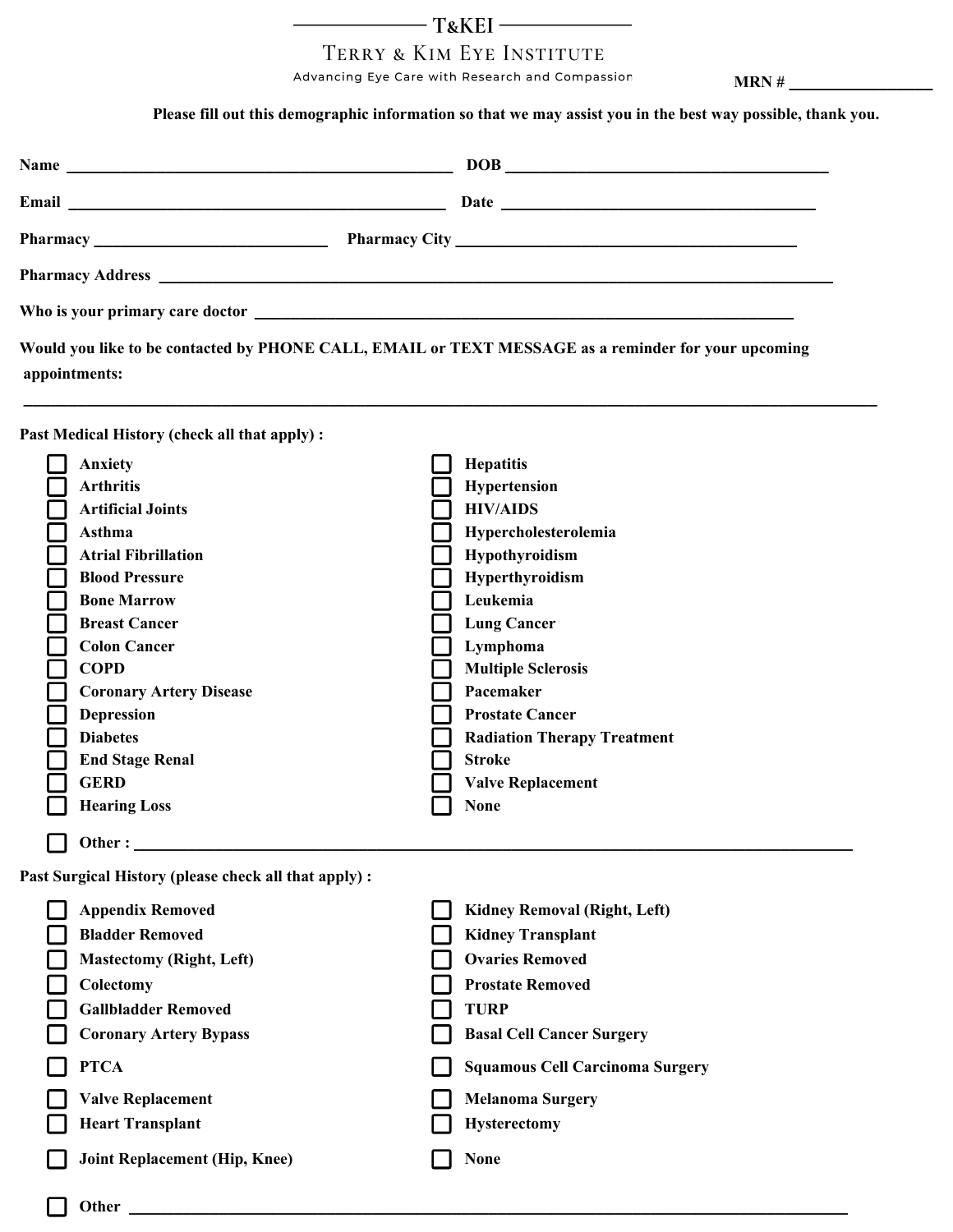# T&KEI

## Terry & Kim Eye Institute

Advancing Eye Care with Research and Compassion

**MRN #** ___________________

**Please fill out this demographic information so that we may assist you in the best way possible, thank you.**

**Name** ________________________________________________ **DOB** ________________________________________

**Email** ______________________________________________ **Date** ________________________________________

**Pharmacy** _____________________________ **Pharmacy City** ___________________________________________

**Pharmacy Address** ____________________________________________________________________________________

**Who is your primary care doctor** __________________________________________________________________

**Would you like to be contacted by PHONE CALL, EMAIL or TEXT MESSAGE as a reminder for your upcoming appointments:**

__________________________________________________________________________________________________________

**Past Medical History (check all that apply) :**

- [ ] **Anxiety**
- [ ] **Arthritis**
- [ ] **Artificial Joints**
- [ ] **Asthma**
- [ ] **Atrial Fibrillation**
- [ ] **Blood Pressure**
- [ ] **Bone Marrow**
- [ ] **Breast Cancer**
- [ ] **Colon Cancer**
- [ ] **COPD**
- [ ] **Coronary Artery Disease**
- [ ] **Depression**
- [ ] **Diabetes**
- [ ] **End Stage Renal**
- [ ] **GERD**
- [ ] **Hearing Loss**
- [ ] **Hepatitis**
- [ ] **Hypertension**
- [ ] **HIV/AIDS**
- [ ] **Hypercholesterolemia**
- [ ] **Hypothyroidism**
- [ ] **Hyperthyroidism**
- [ ] **Leukemia**
- [ ] **Lung Cancer**
- [ ] **Lymphoma**
- [ ] **Multiple Sclerosis**
- [ ] **Pacemaker**
- [ ] **Prostate Cancer**
- [ ] **Radiation Therapy Treatment**
- [ ] **Stroke**
- [ ] **Valve Replacement**
- [ ] **None**
- [ ] **Other :** ______________________________________________________________________________

**Past Surgical History (please check all that apply) :**

- [ ] **Appendix Removed**
- [ ] **Bladder Removed**
- [ ] **Mastectomy (Right, Left)**
- [ ] **Colectomy**
- [ ] **Gallbladder Removed**
- [ ] **Coronary Artery Bypass**
- [ ] **PTCA**
- [ ] **Valve Replacement**
- [ ] **Heart Transplant**
- [ ] **Joint Replacement (Hip, Knee)**
- [ ] **Kidney Removal (Right, Left)**
- [ ] **Kidney Transplant**
- [ ] **Ovaries Removed**
- [ ] **Prostate Removed**
- [ ] **TURP**
- [ ] **Basal Cell Cancer Surgery**
- [ ] **Squamous Cell Carcinoma Surgery**
- [ ] **Melanoma Surgery**
- [ ] **Hysterectomy**
- [ ] **None**
- [ ] **Other** ________________________________________________________________________________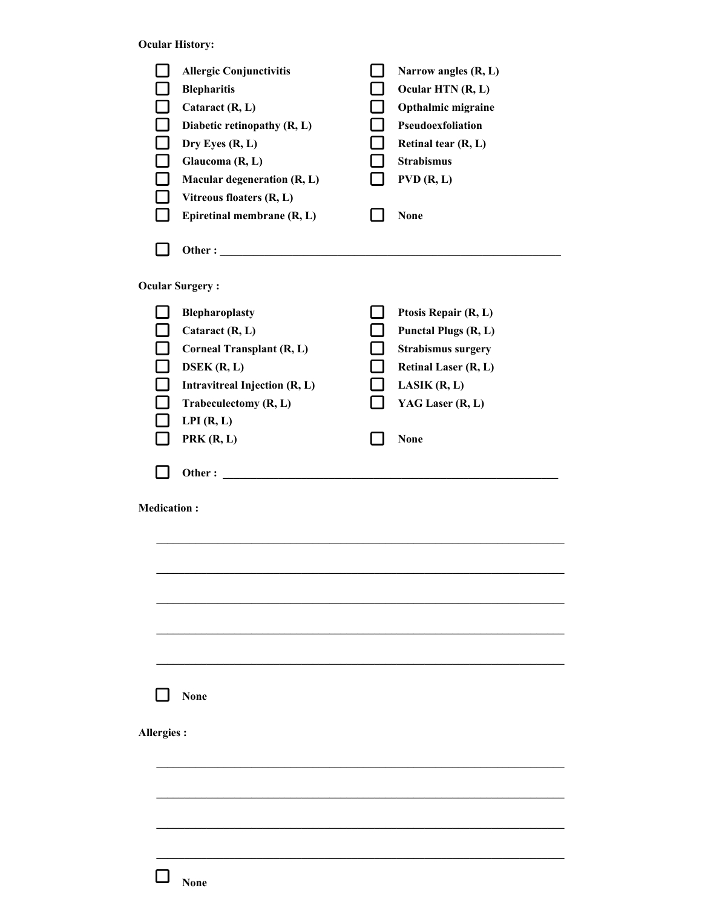**Ocular History:**

- [ ] **Allergic Conjunctivitis**
- [ ] **Blepharitis**
- [ ] **Cataract (R, L)**
- [ ] **Diabetic retinopathy (R, L)**
- [ ] **Dry Eyes (R, L)**
- [ ] **Glaucoma (R, L)**
- [ ] **Macular degeneration (R, L)**
- [ ] **Vitreous floaters (R, L)**
- [ ] **Epiretinal membrane (R, L)**
- [ ] **Narrow angles (R, L)**
- [ ] **Ocular HTN (R, L)**
- [ ] **Opthalmic migraine**
- [ ] **Pseudoexfoliation**
- [ ] **Retinal tear (R, L)**
- [ ] **Strabismus**
- [ ] **PVD (R, L)**
- [ ] **None**
- [ ] **Other :** ______________________________________________

**Ocular Surgery :**

- [ ] **Blepharoplasty**
- [ ] **Cataract (R, L)**
- [ ] **Corneal Transplant (R, L)**
- [ ] **DSEK (R, L)**
- [ ] **Intravitreal Injection (R, L)**
- [ ] **Trabeculectomy (R, L)**
- [ ] **LPI (R, L)**
- [ ] **PRK (R, L)**
- [ ] **Ptosis Repair (R, L)**
- [ ] **Punctal Plugs (R, L)**
- [ ] **Strabismus surgery**
- [ ] **Retinal Laser (R, L)**
- [ ] **LASIK (R, L)**
- [ ] **YAG Laser (R, L)**
- [ ] **None**
- [ ] **Other :** ______________________________________________

**Medication :**

______________________________________________

______________________________________________

______________________________________________

______________________________________________

______________________________________________

- [ ] **None**

**Allergies :**

______________________________________________

______________________________________________

______________________________________________

______________________________________________

- [ ] **None**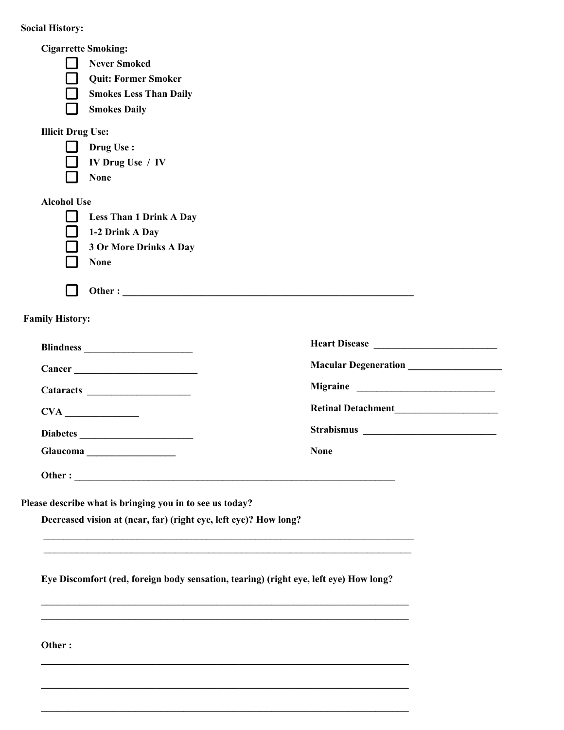**Social History:**

**Cigarrette Smoking:**

- [ ] **Never Smoked**
- [ ] **Quit: Former Smoker**
- [ ] **Smokes Less Than Daily**
- [ ] **Smokes Daily**

**Illicit Drug Use:**

- [ ] **Drug Use :**
- [ ] **IV Drug Use / IV**
- [ ] **None**

**Alcohol Use**

- [ ] **Less Than 1 Drink A Day**
- [ ] **1-2 Drink A Day**
- [ ] **3 Or More Drinks A Day**
- [ ] **None**

- [ ] **Other :** ____________________________________________________________

**Family History:**

**Blindness** ______________________

**Cancer** _________________________

**Cataracts** _____________________

**CVA** _______________

**Diabetes** _______________________

**Glaucoma** __________________

**Heart Disease** _________________________

**Macular Degeneration** ___________________

**Migraine** ____________________________

**Retinal Detachment**_____________________

**Strabismus** ___________________________

**None**

**Other :** ___________________________________________________________________

**Please describe what is bringing you in to see us today?**

**Decreased vision at (near, far) (right eye, left eye)? How long?**

_____________________________________________________________________________

_____________________________________________________________________________

**Eye Discomfort (red, foreign body sensation, tearing) (right eye, left eye) How long?**

_____________________________________________________________________________

_____________________________________________________________________________

**Other :**

_____________________________________________________________________________

_____________________________________________________________________________

_____________________________________________________________________________